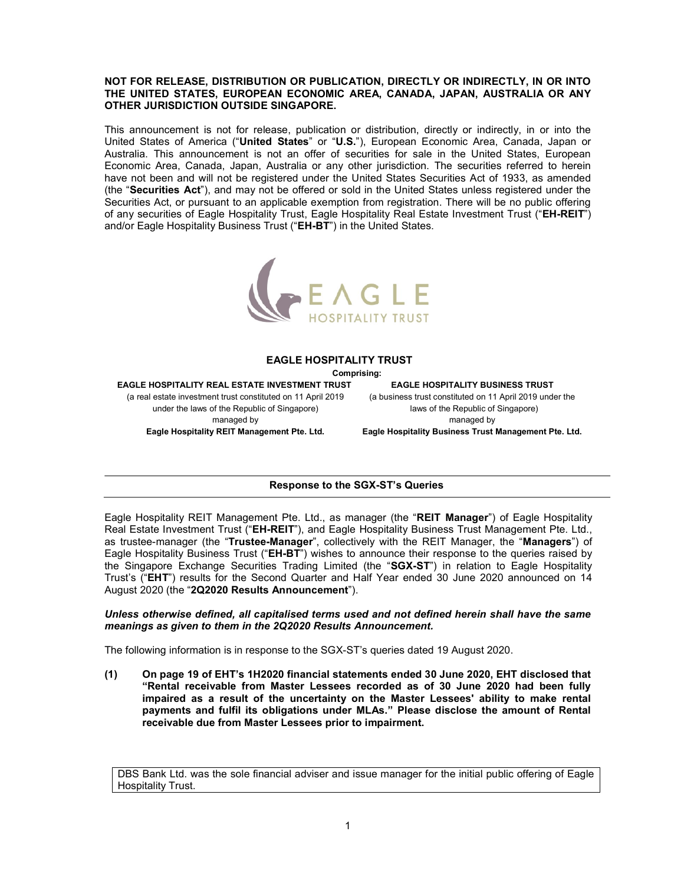**NOT FOR RELEASE, DISTRIBUTION OR PUBLICATION, DIRECTLY OR INDIRECTLY, IN OR INTO THE UNITED STATES, EUROPEAN ECONOMIC AREA, CANADA, JAPAN, AUSTRALIA OR ANY OTHER JURISDICTION OUTSIDE SINGAPORE.**

This announcement is not for release, publication or distribution, directly or indirectly, in or into the United States of America ("**United States**" or "**U.S.**"), European Economic Area, Canada, Japan or Australia. This announcement is not an offer of securities for sale in the United States, European Economic Area, Canada, Japan, Australia or any other jurisdiction. The securities referred to herein have not been and will not be registered under the United States Securities Act of 1933, as amended (the "**Securities Act**"), and may not be offered or sold in the United States unless registered under the Securities Act, or pursuant to an applicable exemption from registration. There will be no public offering of any securities of Eagle Hospitality Trust, Eagle Hospitality Real Estate Investment Trust ("**EH-REIT**") and/or Eagle Hospitality Business Trust ("**EH-BT**") in the United States.

EAGLE HOSPITALITY TRUST

# EAGLE HOSPITALITY TRUST

**Comprising:**

| **EAGLE HOSPITALITY REAL ESTATE INVESTMENT TRUST** | **EAGLE HOSPITALITY BUSINESS TRUST** |
|---|---|
| (a real estate investment trust constituted on 11 April 2019 under the laws of the Republic of Singapore) | (a business trust constituted on 11 April 2019 under the laws of the Republic of Singapore) |
| managed by | managed by |
| **Eagle Hospitality REIT Management Pte. Ltd.** | **Eagle Hospitality Business Trust Management Pte. Ltd.** |

## Response to the SGX-ST's Queries

Eagle Hospitality REIT Management Pte. Ltd., as manager (the "**REIT Manager**") of Eagle Hospitality Real Estate Investment Trust ("**EH-REIT**"), and Eagle Hospitality Business Trust Management Pte. Ltd., as trustee-manager (the "**Trustee-Manager**", collectively with the REIT Manager, the "**Managers**") of Eagle Hospitality Business Trust ("**EH-BT**") wishes to announce their response to the queries raised by the Singapore Exchange Securities Trading Limited (the "**SGX-ST**") in relation to Eagle Hospitality Trust's ("**EHT**") results for the Second Quarter and Half Year ended 30 June 2020 announced on 14 August 2020 (the "**2Q2020 Results Announcement**").

***Unless otherwise defined, all capitalised terms used and not defined herein shall have the same meanings as given to them in the 2Q2020 Results Announcement.***

The following information is in response to the SGX-ST's queries dated 19 August 2020.

**(1) On page 19 of EHT's 1H2020 financial statements ended 30 June 2020, EHT disclosed that "Rental receivable from Master Lessees recorded as of 30 June 2020 had been fully impaired as a result of the uncertainty on the Master Lessees' ability to make rental payments and fulfil its obligations under MLAs." Please disclose the amount of Rental receivable due from Master Lessees prior to impairment.**

DBS Bank Ltd. was the sole financial adviser and issue manager for the initial public offering of Eagle Hospitality Trust.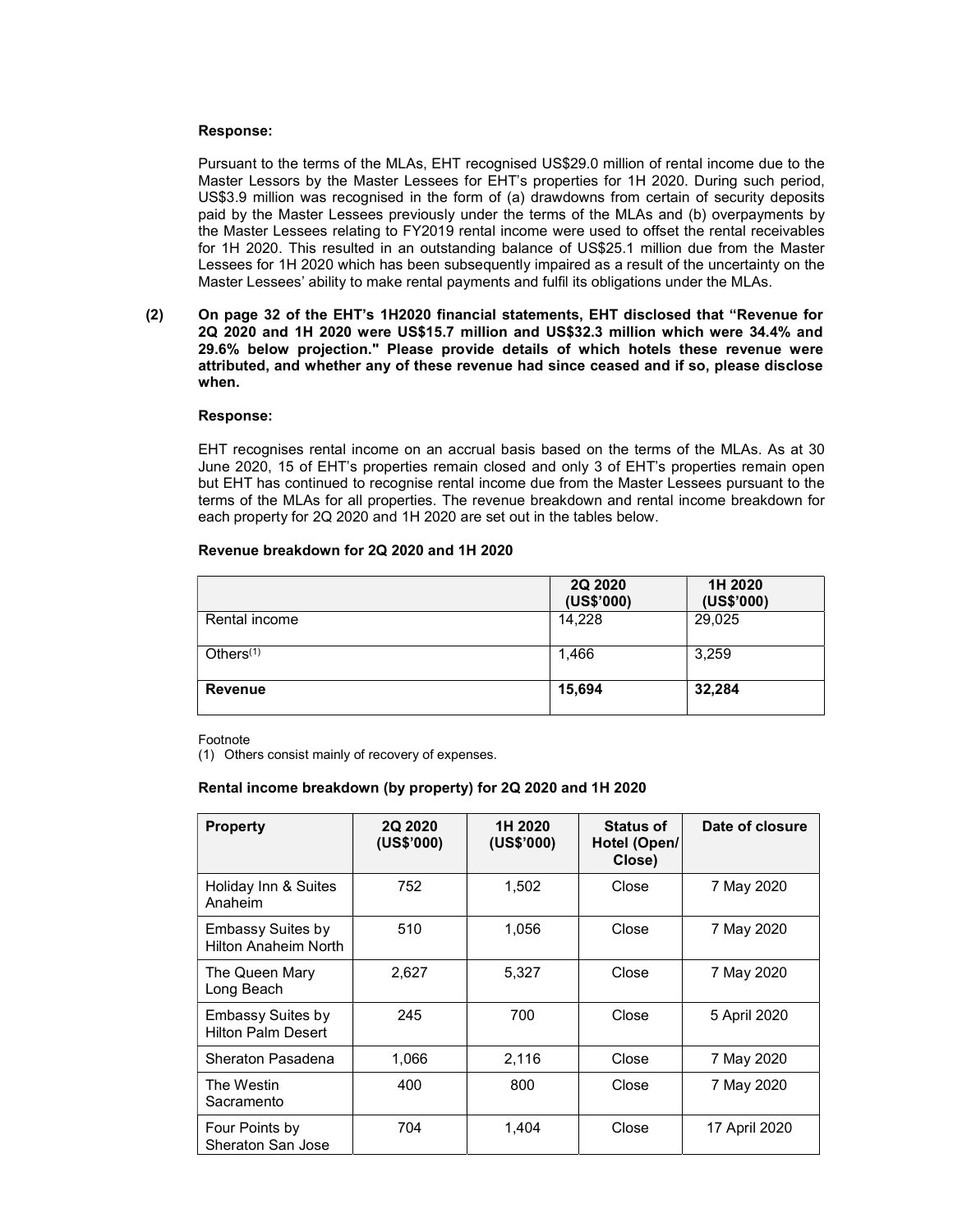**Response:**

Pursuant to the terms of the MLAs, EHT recognised US$29.0 million of rental income due to the Master Lessors by the Master Lessees for EHT's properties for 1H 2020. During such period, US$3.9 million was recognised in the form of (a) drawdowns from certain of security deposits paid by the Master Lessees previously under the terms of the MLAs and (b) overpayments by the Master Lessees relating to FY2019 rental income were used to offset the rental receivables for 1H 2020. This resulted in an outstanding balance of US$25.1 million due from the Master Lessees for 1H 2020 which has been subsequently impaired as a result of the uncertainty on the Master Lessees' ability to make rental payments and fulfil its obligations under the MLAs.

**(2) On page 32 of the EHT's 1H2020 financial statements, EHT disclosed that "Revenue for 2Q 2020 and 1H 2020 were US$15.7 million and US$32.3 million which were 34.4% and 29.6% below projection." Please provide details of which hotels these revenue were attributed, and whether any of these revenue had since ceased and if so, please disclose when.**

**Response:**

EHT recognises rental income on an accrual basis based on the terms of the MLAs. As at 30 June 2020, 15 of EHT's properties remain closed and only 3 of EHT's properties remain open but EHT has continued to recognise rental income due from the Master Lessees pursuant to the terms of the MLAs for all properties. The revenue breakdown and rental income breakdown for each property for 2Q 2020 and 1H 2020 are set out in the tables below.

**Revenue breakdown for 2Q 2020 and 1H 2020**

| | 2Q 2020 (US$'000) | 1H 2020 (US$'000) |
|---|---|---|
| Rental income | 14,228 | 29,025 |
| Others[(1)] | 1,466 | 3,259 |
| **Revenue** | **15,694** | **32,284** |

Footnote

(1) Others consist mainly of recovery of expenses.

**Rental income breakdown (by property) for 2Q 2020 and 1H 2020**

| Property | 2Q 2020 (US$'000) | 1H 2020 (US$'000) | Status of Hotel (Open/ Close) | Date of closure |
|---|---|---|---|---|
| Holiday Inn & Suites Anaheim | 752 | 1,502 | Close | 7 May 2020 |
| Embassy Suites by Hilton Anaheim North | 510 | 1,056 | Close | 7 May 2020 |
| The Queen Mary Long Beach | 2,627 | 5,327 | Close | 7 May 2020 |
| Embassy Suites by Hilton Palm Desert | 245 | 700 | Close | 5 April 2020 |
| Sheraton Pasadena | 1,066 | 2,116 | Close | 7 May 2020 |
| The Westin Sacramento | 400 | 800 | Close | 7 May 2020 |
| Four Points by Sheraton San Jose | 704 | 1,404 | Close | 17 April 2020 |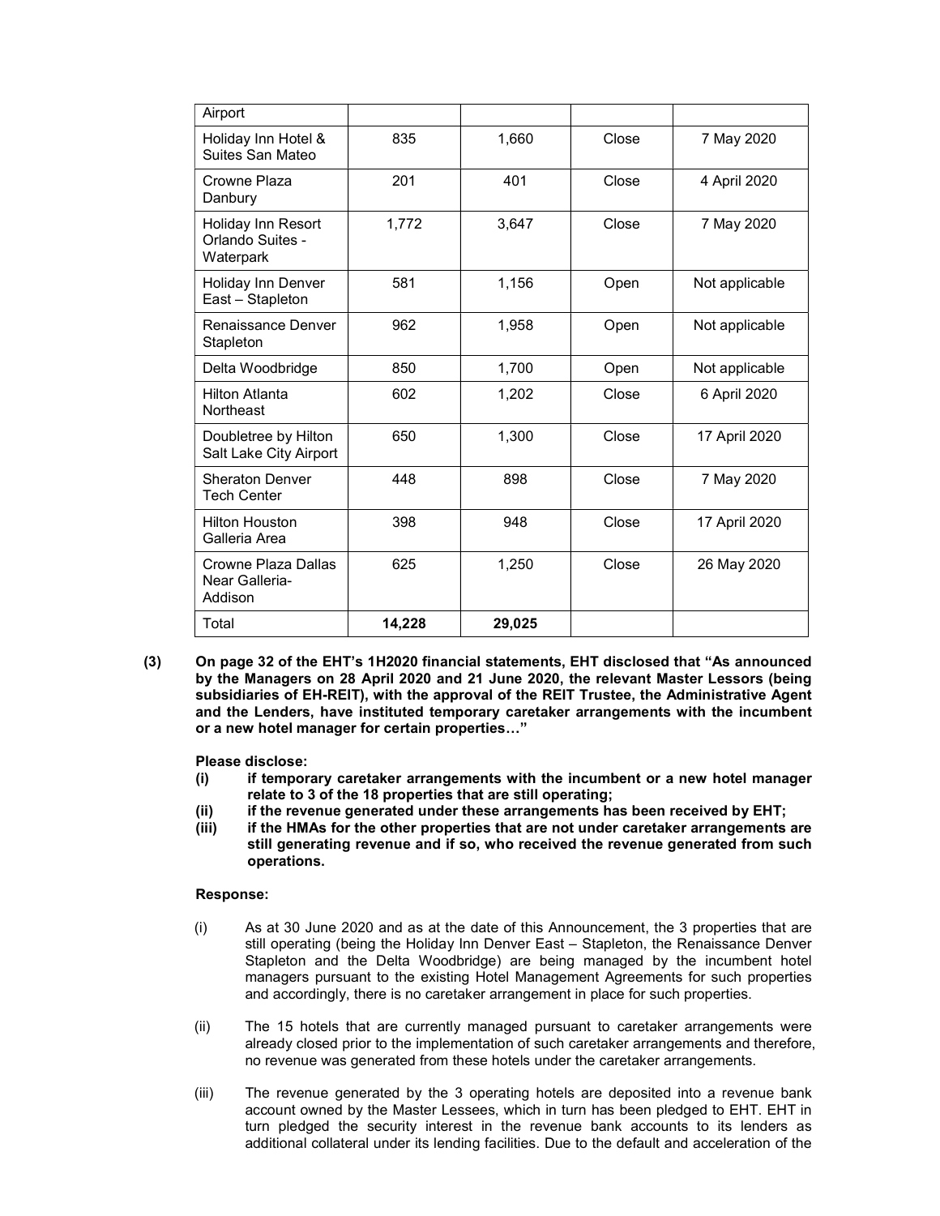| | | | | |
|---|---|---|---|---|
| Airport | | | | |
| Holiday Inn Hotel & Suites San Mateo | 835 | 1,660 | Close | 7 May 2020 |
| Crowne Plaza Danbury | 201 | 401 | Close | 4 April 2020 |
| Holiday Inn Resort Orlando Suites - Waterpark | 1,772 | 3,647 | Close | 7 May 2020 |
| Holiday Inn Denver East – Stapleton | 581 | 1,156 | Open | Not applicable |
| Renaissance Denver Stapleton | 962 | 1,958 | Open | Not applicable |
| Delta Woodbridge | 850 | 1,700 | Open | Not applicable |
| Hilton Atlanta Northeast | 602 | 1,202 | Close | 6 April 2020 |
| Doubletree by Hilton Salt Lake City Airport | 650 | 1,300 | Close | 17 April 2020 |
| Sheraton Denver Tech Center | 448 | 898 | Close | 7 May 2020 |
| Hilton Houston Galleria Area | 398 | 948 | Close | 17 April 2020 |
| Crowne Plaza Dallas Near Galleria-Addison | 625 | 1,250 | Close | 26 May 2020 |
| Total | **14,228** | **29,025** | | |

**(3) On page 32 of the EHT's 1H2020 financial statements, EHT disclosed that "As announced by the Managers on 28 April 2020 and 21 June 2020, the relevant Master Lessors (being subsidiaries of EH-REIT), with the approval of the REIT Trustee, the Administrative Agent and the Lenders, have instituted temporary caretaker arrangements with the incumbent or a new hotel manager for certain properties…"**

**Please disclose:**

**(i) if temporary caretaker arrangements with the incumbent or a new hotel manager relate to 3 of the 18 properties that are still operating;**

**(ii) if the revenue generated under these arrangements has been received by EHT;**

**(iii) if the HMAs for the other properties that are not under caretaker arrangements are still generating revenue and if so, who received the revenue generated from such operations.**

**Response:**

(i) As at 30 June 2020 and as at the date of this Announcement, the 3 properties that are still operating (being the Holiday Inn Denver East – Stapleton, the Renaissance Denver Stapleton and the Delta Woodbridge) are being managed by the incumbent hotel managers pursuant to the existing Hotel Management Agreements for such properties and accordingly, there is no caretaker arrangement in place for such properties.

(ii) The 15 hotels that are currently managed pursuant to caretaker arrangements were already closed prior to the implementation of such caretaker arrangements and therefore, no revenue was generated from these hotels under the caretaker arrangements.

(iii) The revenue generated by the 3 operating hotels are deposited into a revenue bank account owned by the Master Lessees, which in turn has been pledged to EHT. EHT in turn pledged the security interest in the revenue bank accounts to its lenders as additional collateral under its lending facilities. Due to the default and acceleration of the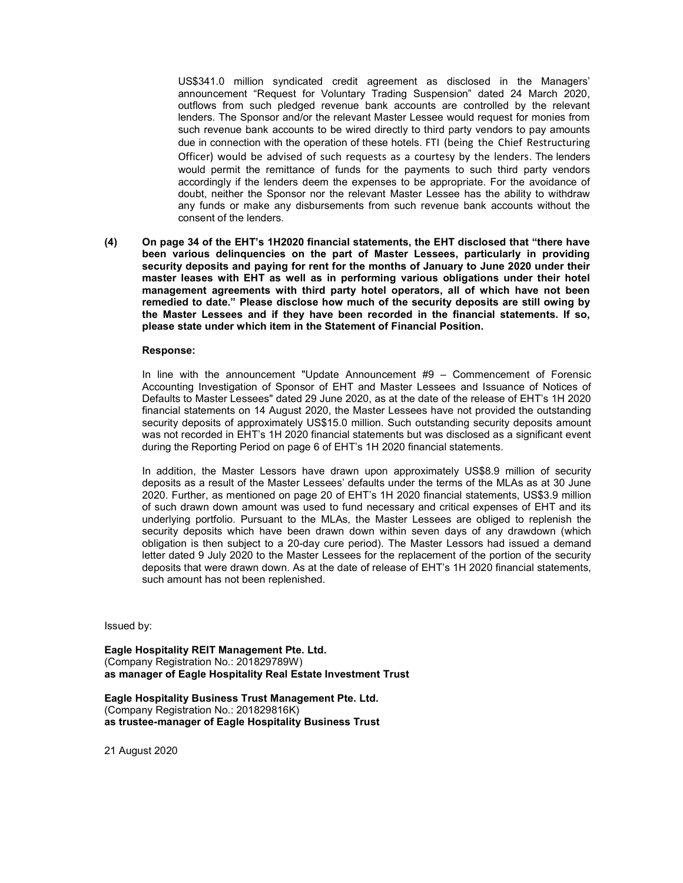US$341.0 million syndicated credit agreement as disclosed in the Managers' announcement "Request for Voluntary Trading Suspension" dated 24 March 2020, outflows from such pledged revenue bank accounts are controlled by the relevant lenders. The Sponsor and/or the relevant Master Lessee would request for monies from such revenue bank accounts to be wired directly to third party vendors to pay amounts due in connection with the operation of these hotels. FTI (being the Chief Restructuring Officer) would be advised of such requests as a courtesy by the lenders. The lenders would permit the remittance of funds for the payments to such third party vendors accordingly if the lenders deem the expenses to be appropriate. For the avoidance of doubt, neither the Sponsor nor the relevant Master Lessee has the ability to withdraw any funds or make any disbursements from such revenue bank accounts without the consent of the lenders.

**(4) On page 34 of the EHT's 1H2020 financial statements, the EHT disclosed that "there have been various delinquencies on the part of Master Lessees, particularly in providing security deposits and paying for rent for the months of January to June 2020 under their master leases with EHT as well as in performing various obligations under their hotel management agreements with third party hotel operators, all of which have not been remedied to date." Please disclose how much of the security deposits are still owing by the Master Lessees and if they have been recorded in the financial statements. If so, please state under which item in the Statement of Financial Position.**

**Response:**

In line with the announcement "Update Announcement #9 – Commencement of Forensic Accounting Investigation of Sponsor of EHT and Master Lessees and Issuance of Notices of Defaults to Master Lessees" dated 29 June 2020, as at the date of the release of EHT's 1H 2020 financial statements on 14 August 2020, the Master Lessees have not provided the outstanding security deposits of approximately US$15.0 million. Such outstanding security deposits amount was not recorded in EHT's 1H 2020 financial statements but was disclosed as a significant event during the Reporting Period on page 6 of EHT's 1H 2020 financial statements.

In addition, the Master Lessors have drawn upon approximately US$8.9 million of security deposits as a result of the Master Lessees' defaults under the terms of the MLAs as at 30 June 2020. Further, as mentioned on page 20 of EHT's 1H 2020 financial statements, US$3.9 million of such drawn down amount was used to fund necessary and critical expenses of EHT and its underlying portfolio. Pursuant to the MLAs, the Master Lessees are obliged to replenish the security deposits which have been drawn down within seven days of any drawdown (which obligation is then subject to a 20-day cure period). The Master Lessors had issued a demand letter dated 9 July 2020 to the Master Lessees for the replacement of the portion of the security deposits that were drawn down. As at the date of release of EHT's 1H 2020 financial statements, such amount has not been replenished.

Issued by:

**Eagle Hospitality REIT Management Pte. Ltd.**
(Company Registration No.: 201829789W)
**as manager of Eagle Hospitality Real Estate Investment Trust**

**Eagle Hospitality Business Trust Management Pte. Ltd.**
(Company Registration No.: 201829816K)
**as trustee-manager of Eagle Hospitality Business Trust**

21 August 2020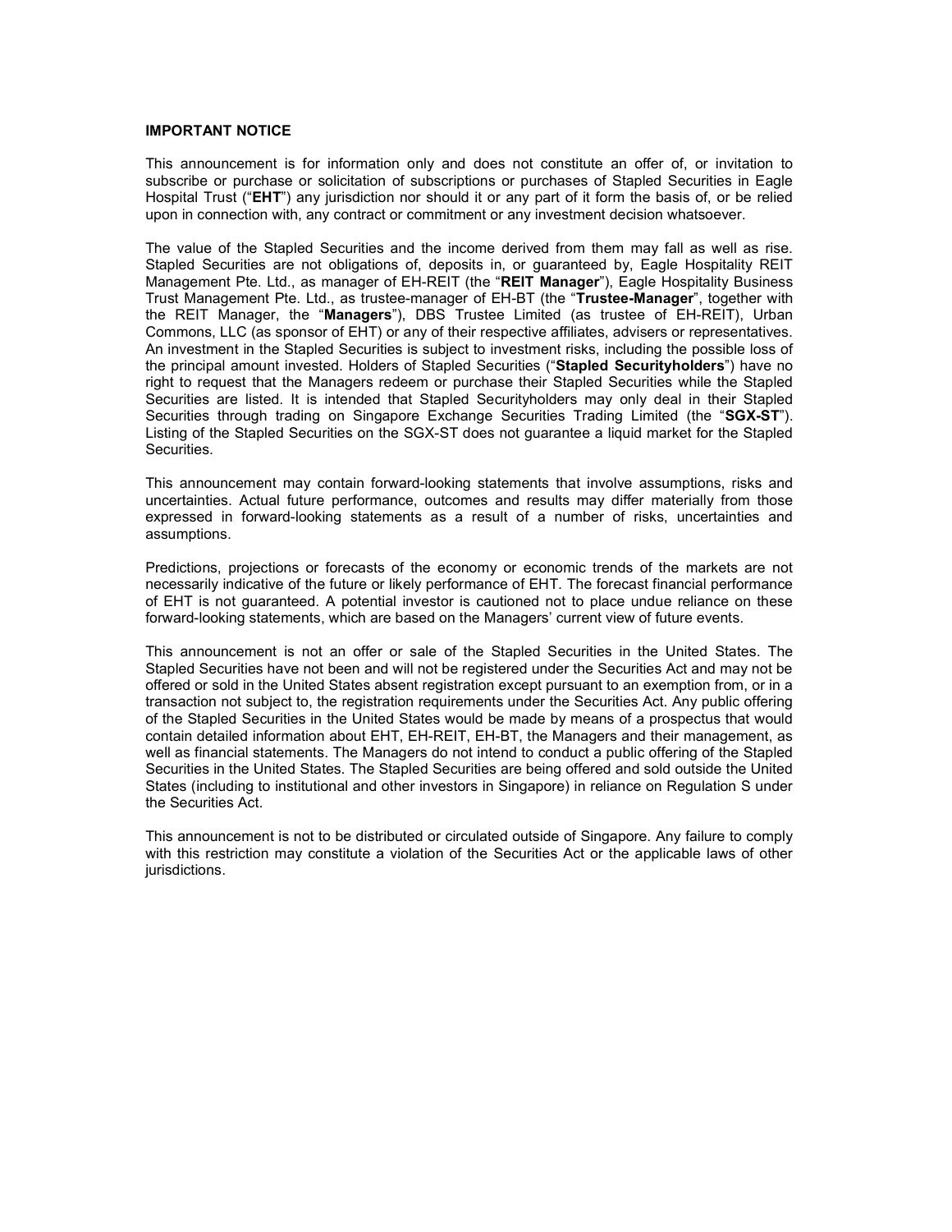**IMPORTANT NOTICE**

This announcement is for information only and does not constitute an offer of, or invitation to subscribe or purchase or solicitation of subscriptions or purchases of Stapled Securities in Eagle Hospital Trust ("**EHT**") any jurisdiction nor should it or any part of it form the basis of, or be relied upon in connection with, any contract or commitment or any investment decision whatsoever.

The value of the Stapled Securities and the income derived from them may fall as well as rise. Stapled Securities are not obligations of, deposits in, or guaranteed by, Eagle Hospitality REIT Management Pte. Ltd., as manager of EH-REIT (the "**REIT Manager**"), Eagle Hospitality Business Trust Management Pte. Ltd., as trustee-manager of EH-BT (the "**Trustee-Manager**", together with the REIT Manager, the "**Managers**"), DBS Trustee Limited (as trustee of EH-REIT), Urban Commons, LLC (as sponsor of EHT) or any of their respective affiliates, advisers or representatives. An investment in the Stapled Securities is subject to investment risks, including the possible loss of the principal amount invested. Holders of Stapled Securities ("**Stapled Securityholders**") have no right to request that the Managers redeem or purchase their Stapled Securities while the Stapled Securities are listed. It is intended that Stapled Securityholders may only deal in their Stapled Securities through trading on Singapore Exchange Securities Trading Limited (the "**SGX-ST**"). Listing of the Stapled Securities on the SGX-ST does not guarantee a liquid market for the Stapled Securities.

This announcement may contain forward-looking statements that involve assumptions, risks and uncertainties. Actual future performance, outcomes and results may differ materially from those expressed in forward-looking statements as a result of a number of risks, uncertainties and assumptions.

Predictions, projections or forecasts of the economy or economic trends of the markets are not necessarily indicative of the future or likely performance of EHT. The forecast financial performance of EHT is not guaranteed. A potential investor is cautioned not to place undue reliance on these forward-looking statements, which are based on the Managers' current view of future events.

This announcement is not an offer or sale of the Stapled Securities in the United States. The Stapled Securities have not been and will not be registered under the Securities Act and may not be offered or sold in the United States absent registration except pursuant to an exemption from, or in a transaction not subject to, the registration requirements under the Securities Act. Any public offering of the Stapled Securities in the United States would be made by means of a prospectus that would contain detailed information about EHT, EH-REIT, EH-BT, the Managers and their management, as well as financial statements. The Managers do not intend to conduct a public offering of the Stapled Securities in the United States. The Stapled Securities are being offered and sold outside the United States (including to institutional and other investors in Singapore) in reliance on Regulation S under the Securities Act.

This announcement is not to be distributed or circulated outside of Singapore. Any failure to comply with this restriction may constitute a violation of the Securities Act or the applicable laws of other jurisdictions.